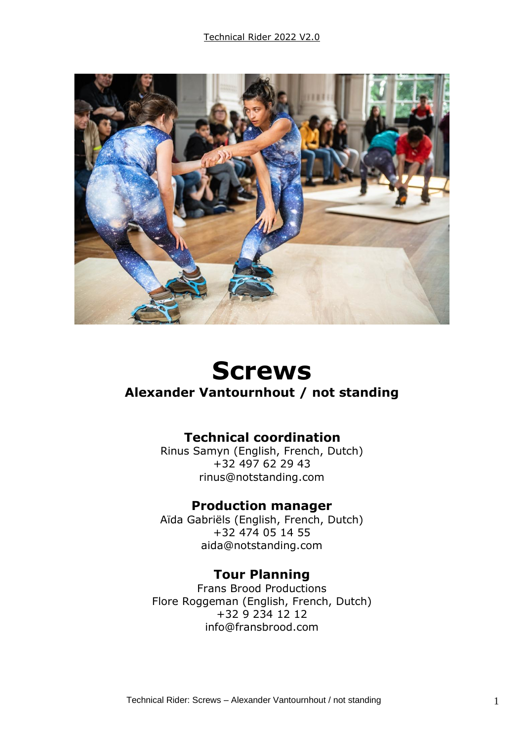# Screws

## Alexander Vantournhout / not standing

### Technical coordination

Rinus Samyn (English, French, Dutch)
+32 497 62 29 43
rinus@notstanding.com

### Production manager

Aïda Gabriëls (English, French, Dutch)
+32 474 05 14 55
aida@notstanding.com

### Tour Planning

Frans Brood Productions
Flore Roggeman (English, French, Dutch)
+32 9 234 12 12
info@fransbrood.com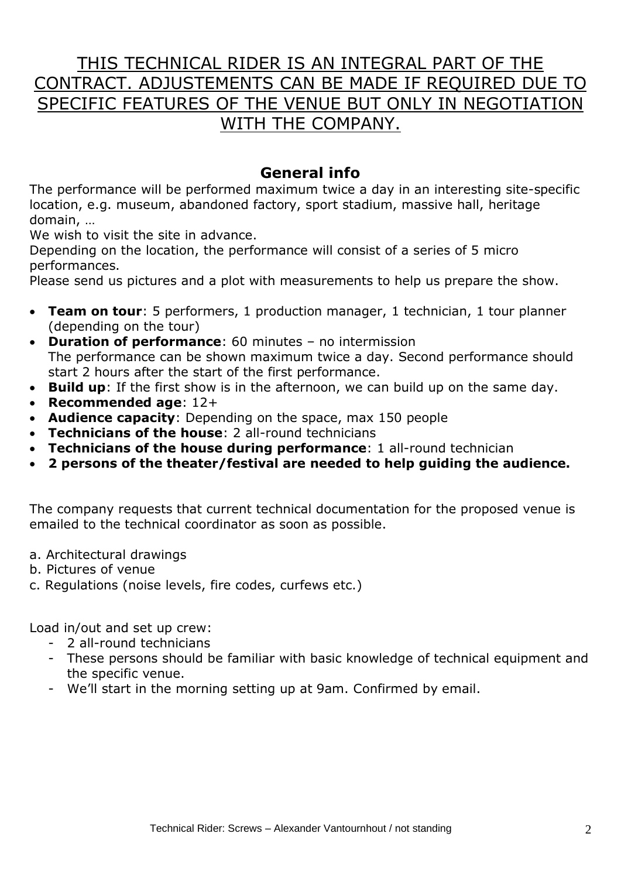<u>THIS TECHNICAL RIDER IS AN INTEGRAL PART OF THE CONTRACT. ADJUSTEMENTS CAN BE MADE IF REQUIRED DUE TO SPECIFIC FEATURES OF THE VENUE BUT ONLY IN NEGOTIATION WITH THE COMPANY.</u>

## General info

The performance will be performed maximum twice a day in an interesting site-specific location, e.g. museum, abandoned factory, sport stadium, massive hall, heritage domain, …

We wish to visit the site in advance.

Depending on the location, the performance will consist of a series of 5 micro performances.

Please send us pictures and a plot with measurements to help us prepare the show.

- **Team on tour**: 5 performers, 1 production manager, 1 technician, 1 tour planner (depending on the tour)
- **Duration of performance**: 60 minutes – no intermission
  The performance can be shown maximum twice a day. Second performance should start 2 hours after the start of the first performance.
- **Build up**: If the first show is in the afternoon, we can build up on the same day.
- **Recommended age**: 12+
- **Audience capacity**: Depending on the space, max 150 people
- **Technicians of the house**: 2 all-round technicians
- **Technicians of the house during performance**: 1 all-round technician
- **2 persons of the theater/festival are needed to help guiding the audience.**

The company requests that current technical documentation for the proposed venue is emailed to the technical coordinator as soon as possible.

a. Architectural drawings
b. Pictures of venue
c. Regulations (noise levels, fire codes, curfews etc.)

Load in/out and set up crew:

- 2 all-round technicians
- These persons should be familiar with basic knowledge of technical equipment and the specific venue.
- We'll start in the morning setting up at 9am. Confirmed by email.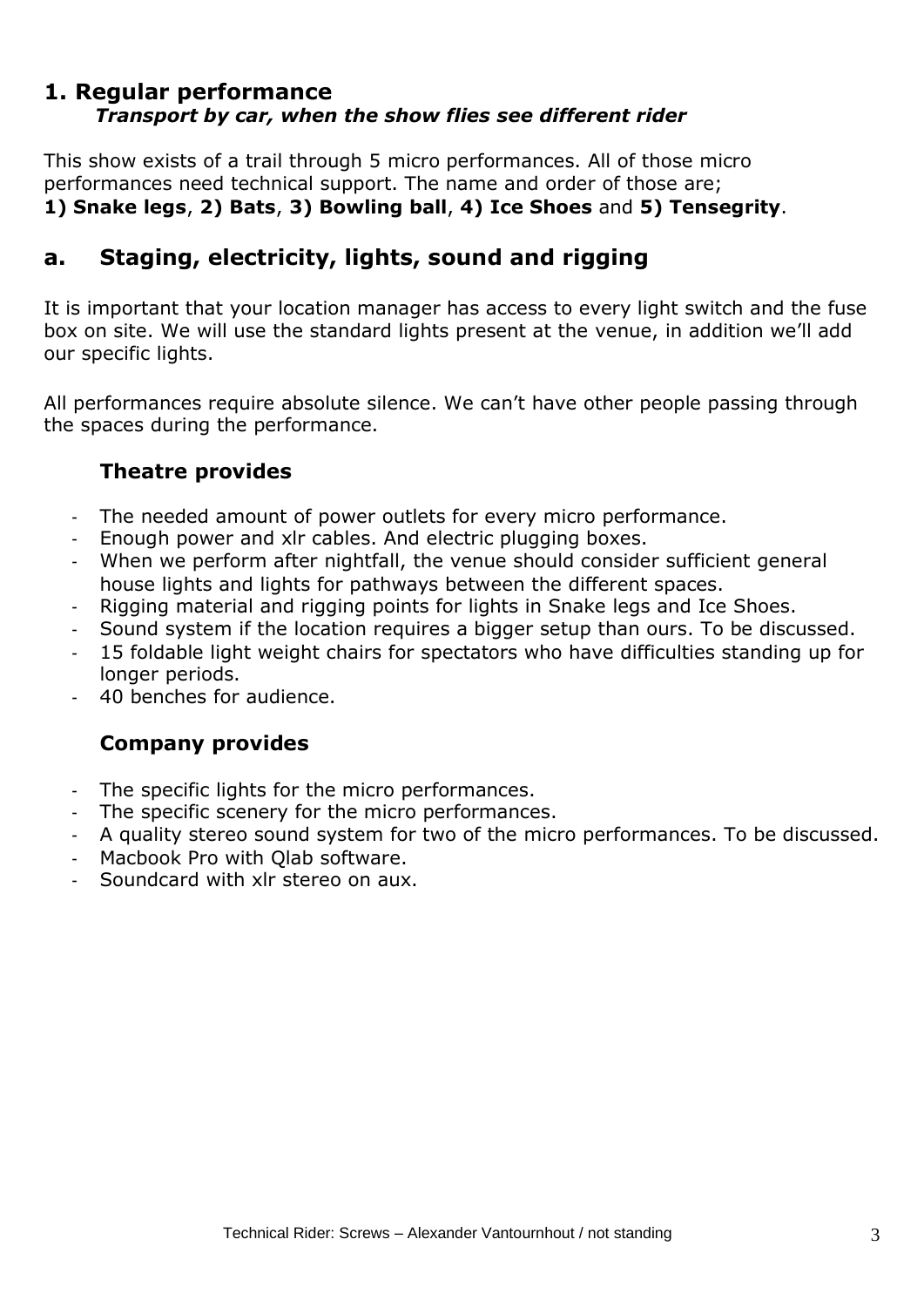# 1. Regular performance

***Transport by car, when the show flies see different rider***

This show exists of a trail through 5 micro performances. All of those micro performances need technical support. The name and order of those are;
**1) Snake legs**, **2) Bats**, **3) Bowling ball**, **4) Ice Shoes** and **5) Tensegrity**.

## a. Staging, electricity, lights, sound and rigging

It is important that your location manager has access to every light switch and the fuse box on site. We will use the standard lights present at the venue, in addition we'll add our specific lights.

All performances require absolute silence. We can't have other people passing through the spaces during the performance.

### Theatre provides

- The needed amount of power outlets for every micro performance.
- Enough power and xlr cables. And electric plugging boxes.
- When we perform after nightfall, the venue should consider sufficient general house lights and lights for pathways between the different spaces.
- Rigging material and rigging points for lights in Snake legs and Ice Shoes.
- Sound system if the location requires a bigger setup than ours. To be discussed.
- 15 foldable light weight chairs for spectators who have difficulties standing up for longer periods.
- 40 benches for audience.

### Company provides

- The specific lights for the micro performances.
- The specific scenery for the micro performances.
- A quality stereo sound system for two of the micro performances. To be discussed.
- Macbook Pro with Qlab software.
- Soundcard with xlr stereo on aux.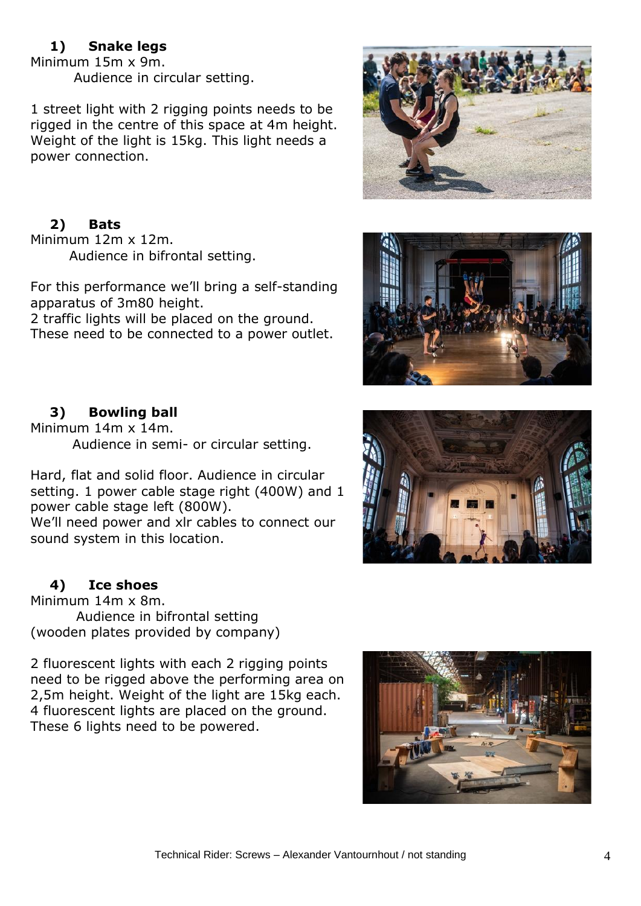## 1) Snake legs

Minimum 15m x 9m.

Audience in circular setting.

1 street light with 2 rigging points needs to be rigged in the centre of this space at 4m height. Weight of the light is 15kg. This light needs a power connection.

## 2) Bats

Minimum 12m x 12m.

Audience in bifrontal setting.

For this performance we'll bring a self-standing apparatus of 3m80 height.
2 traffic lights will be placed on the ground. These need to be connected to a power outlet.

## 3) Bowling ball

Minimum 14m x 14m.

Audience in semi- or circular setting.

Hard, flat and solid floor. Audience in circular setting. 1 power cable stage right (400W) and 1 power cable stage left (800W).
We'll need power and xlr cables to connect our sound system in this location.

## 4) Ice shoes

Minimum 14m x 8m.

Audience in bifrontal setting
(wooden plates provided by company)

2 fluorescent lights with each 2 rigging points need to be rigged above the performing area on 2,5m height. Weight of the light are 15kg each. 4 fluorescent lights are placed on the ground. These 6 lights need to be powered.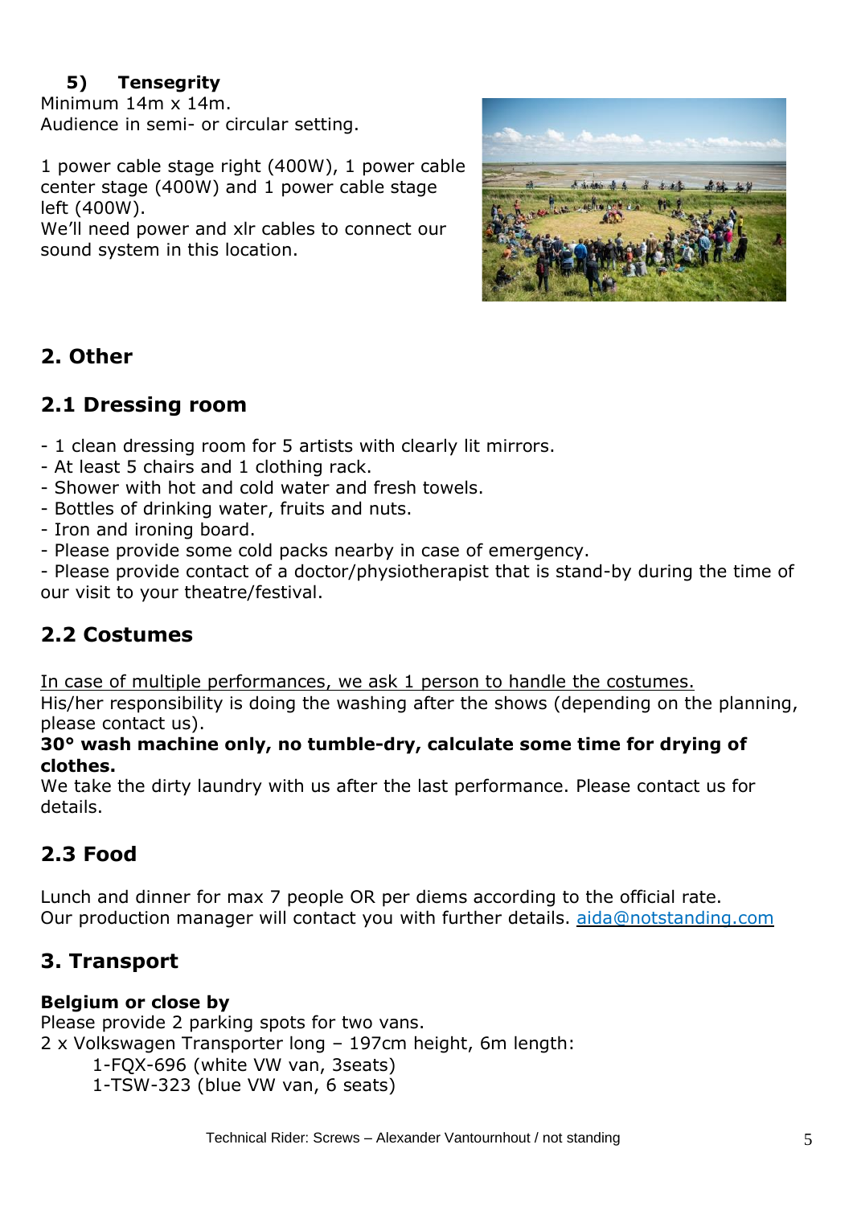### 5) Tensegrity

Minimum 14m x 14m.
Audience in semi- or circular setting.

1 power cable stage right (400W), 1 power cable center stage (400W) and 1 power cable stage left (400W).
We'll need power and xlr cables to connect our sound system in this location.

## 2. Other

### 2.1 Dressing room

- 1 clean dressing room for 5 artists with clearly lit mirrors.
- At least 5 chairs and 1 clothing rack.
- Shower with hot and cold water and fresh towels.
- Bottles of drinking water, fruits and nuts.
- Iron and ironing board.
- Please provide some cold packs nearby in case of emergency.
- Please provide contact of a doctor/physiotherapist that is stand-by during the time of our visit to your theatre/festival.

### 2.2 Costumes

<u>In case of multiple performances, we ask 1 person to handle the costumes.</u>
His/her responsibility is doing the washing after the shows (depending on the planning, please contact us).
**30° wash machine only, no tumble-dry, calculate some time for drying of clothes.**
We take the dirty laundry with us after the last performance. Please contact us for details.

### 2.3 Food

Lunch and dinner for max 7 people OR per diems according to the official rate.
Our production manager will contact you with further details. [aida@notstanding.com](mailto:aida@notstanding.com)

## 3. Transport

**Belgium or close by**
Please provide 2 parking spots for two vans.
2 x Volkswagen Transporter long – 197cm height, 6m length:

- 1-FQX-696 (white VW van, 3seats)
- 1-TSW-323 (blue VW van, 6 seats)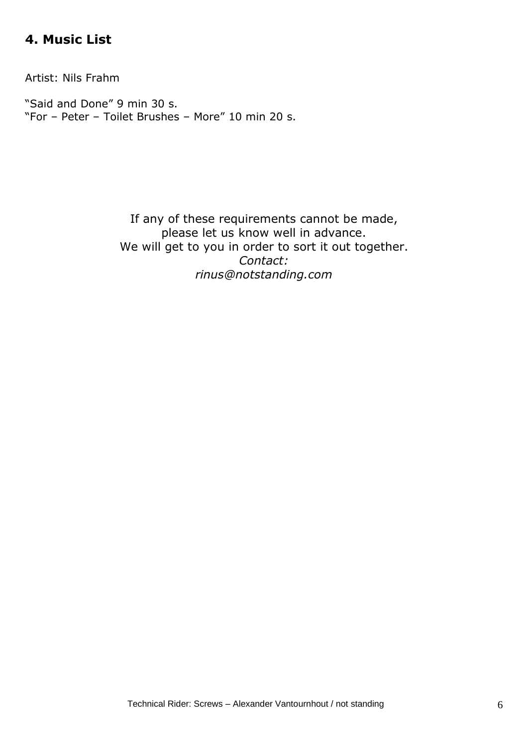## 4. Music List

Artist: Nils Frahm

"Said and Done" 9 min 30 s.
"For – Peter – Toilet Brushes – More" 10 min 20 s.

If any of these requirements cannot be made,
please let us know well in advance.
We will get to you in order to sort it out together.
*Contact:*
*rinus@notstanding.com*